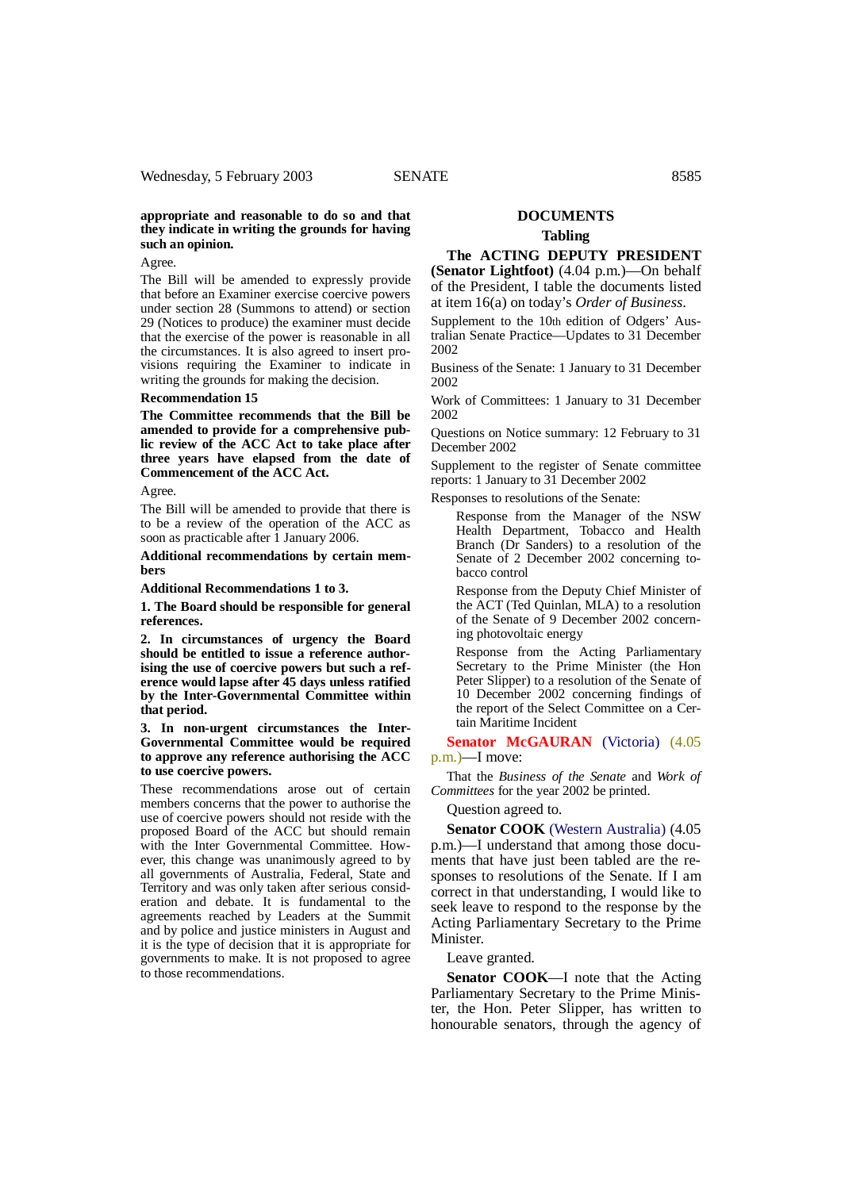**appropriate and reasonable to do so and that they indicate in writing the grounds for having such an opinion.**

Agree.

The Bill will be amended to expressly provide that before an Examiner exercise coercive powers under section 28 (Summons to attend) or section 29 (Notices to produce) the examiner must decide that the exercise of the power is reasonable in all the circumstances. It is also agreed to insert provisions requiring the Examiner to indicate in writing the grounds for making the decision.

**Recommendation 15**

**The Committee recommends that the Bill be amended to provide for a comprehensive public review of the ACC Act to take place after three years have elapsed from the date of Commencement of the ACC Act.**

Agree.

The Bill will be amended to provide that there is to be a review of the operation of the ACC as soon as practicable after 1 January 2006.

**Additional recommendations by certain members**

**Additional Recommendations 1 to 3.**

**1. The Board should be responsible for general references.**

**2. In circumstances of urgency the Board should be entitled to issue a reference authorising the use of coercive powers but such a reference would lapse after 45 days unless ratified by the Inter-Governmental Committee within that period.**

**3. In non-urgent circumstances the Inter-Governmental Committee would be required to approve any reference authorising the ACC to use coercive powers.**

These recommendations arose out of certain members concerns that the power to authorise the use of coercive powers should not reside with the proposed Board of the ACC but should remain with the Inter Governmental Committee. However, this change was unanimously agreed to by all governments of Australia, Federal, State and Territory and was only taken after serious consideration and debate. It is fundamental to the agreements reached by Leaders at the Summit and by police and justice ministers in August and it is the type of decision that it is appropriate for governments to make. It is not proposed to agree to those recommendations.

## DOCUMENTS

### Tabling

**The ACTING DEPUTY PRESIDENT (Senator Lightfoot)** (4.04 p.m.)—On behalf of the President, I table the documents listed at item 16(a) on today's *Order of Business*.

Supplement to the 10th edition of Odgers' Australian Senate Practice—Updates to 31 December 2002

Business of the Senate: 1 January to 31 December 2002

Work of Committees: 1 January to 31 December 2002

Questions on Notice summary: 12 February to 31 December 2002

Supplement to the register of Senate committee reports: 1 January to 31 December 2002

Responses to resolutions of the Senate:

> Response from the Manager of the NSW Health Department, Tobacco and Health Branch (Dr Sanders) to a resolution of the Senate of 2 December 2002 concerning tobacco control
>
> Response from the Deputy Chief Minister of the ACT (Ted Quinlan, MLA) to a resolution of the Senate of 9 December 2002 concerning photovoltaic energy
>
> Response from the Acting Parliamentary Secretary to the Prime Minister (the Hon Peter Slipper) to a resolution of the Senate of 10 December 2002 concerning findings of the report of the Select Committee on a Certain Maritime Incident

**Senator McGAURAN** (Victoria) (4.05 p.m.)—I move:

> That the *Business of the Senate* and *Work of Committees* for the year 2002 be printed.

Question agreed to.

**Senator COOK** (Western Australia) (4.05 p.m.)—I understand that among those documents that have just been tabled are the responses to resolutions of the Senate. If I am correct in that understanding, I would like to seek leave to respond to the response by the Acting Parliamentary Secretary to the Prime Minister.

Leave granted.

**Senator COOK**—I note that the Acting Parliamentary Secretary to the Prime Minister, the Hon. Peter Slipper, has written to honourable senators, through the agency of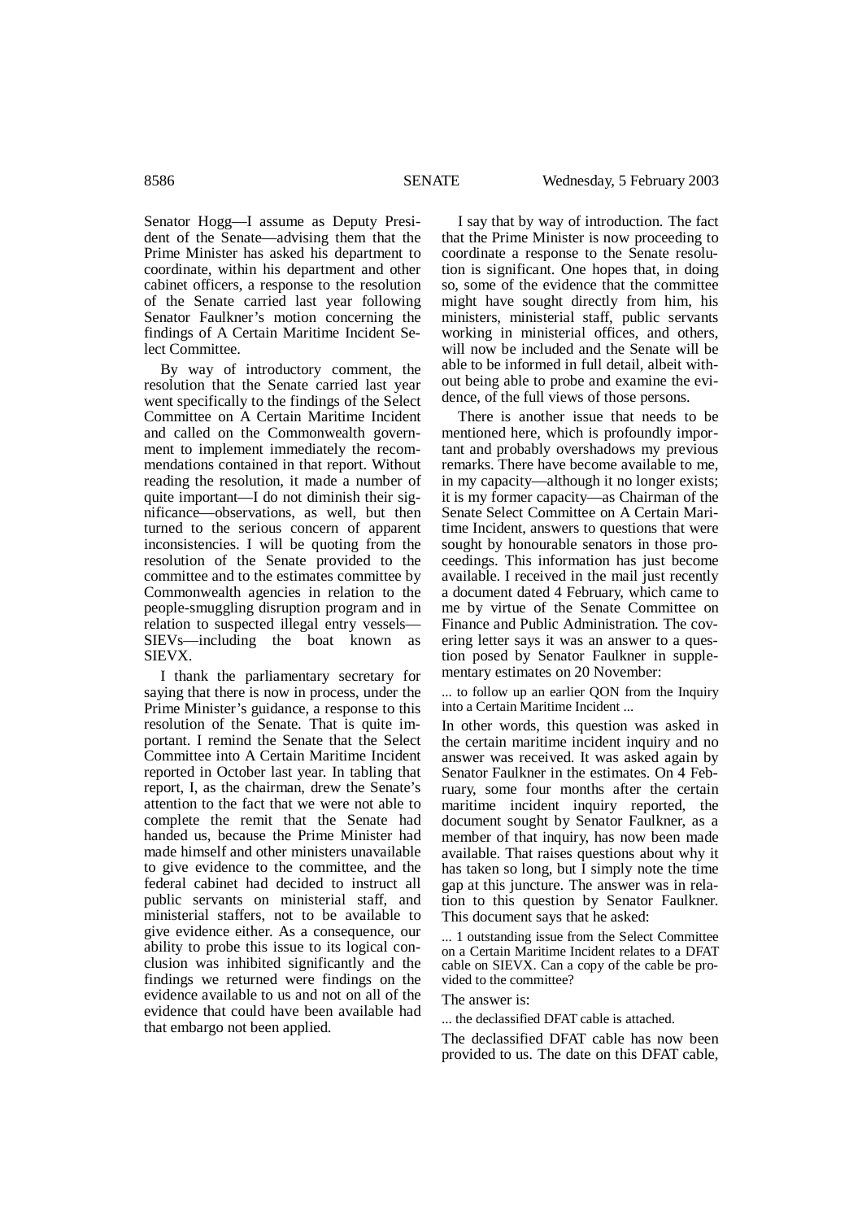Senator Hogg—I assume as Deputy President of the Senate—advising them that the Prime Minister has asked his department to coordinate, within his department and other cabinet officers, a response to the resolution of the Senate carried last year following Senator Faulkner's motion concerning the findings of A Certain Maritime Incident Select Committee.

By way of introductory comment, the resolution that the Senate carried last year went specifically to the findings of the Select Committee on A Certain Maritime Incident and called on the Commonwealth government to implement immediately the recommendations contained in that report. Without reading the resolution, it made a number of quite important—I do not diminish their significance—observations, as well, but then turned to the serious concern of apparent inconsistencies. I will be quoting from the resolution of the Senate provided to the committee and to the estimates committee by Commonwealth agencies in relation to the people-smuggling disruption program and in relation to suspected illegal entry vessels—SIEVs—including the boat known as SIEVX.

I thank the parliamentary secretary for saying that there is now in process, under the Prime Minister's guidance, a response to this resolution of the Senate. That is quite important. I remind the Senate that the Select Committee into A Certain Maritime Incident reported in October last year. In tabling that report, I, as the chairman, drew the Senate's attention to the fact that we were not able to complete the remit that the Senate had handed us, because the Prime Minister had made himself and other ministers unavailable to give evidence to the committee, and the federal cabinet had decided to instruct all public servants on ministerial staff, and ministerial staffers, not to be available to give evidence either. As a consequence, our ability to probe this issue to its logical conclusion was inhibited significantly and the findings we returned were findings on the evidence available to us and not on all of the evidence that could have been available had that embargo not been applied.

I say that by way of introduction. The fact that the Prime Minister is now proceeding to coordinate a response to the Senate resolution is significant. One hopes that, in doing so, some of the evidence that the committee might have sought directly from him, his ministers, ministerial staff, public servants working in ministerial offices, and others, will now be included and the Senate will be able to be informed in full detail, albeit without being able to probe and examine the evidence, of the full views of those persons.

There is another issue that needs to be mentioned here, which is profoundly important and probably overshadows my previous remarks. There have become available to me, in my capacity—although it no longer exists; it is my former capacity—as Chairman of the Senate Select Committee on A Certain Maritime Incident, answers to questions that were sought by honourable senators in those proceedings. This information has just become available. I received in the mail just recently a document dated 4 February, which came to me by virtue of the Senate Committee on Finance and Public Administration. The covering letter says it was an answer to a question posed by Senator Faulkner in supplementary estimates on 20 November:

> ... to follow up an earlier QON from the Inquiry into a Certain Maritime Incident ...

In other words, this question was asked in the certain maritime incident inquiry and no answer was received. It was asked again by Senator Faulkner in the estimates. On 4 February, some four months after the certain maritime incident inquiry reported, the document sought by Senator Faulkner, as a member of that inquiry, has now been made available. That raises questions about why it has taken so long, but I simply note the time gap at this juncture. The answer was in relation to this question by Senator Faulkner. This document says that he asked:

> ... 1 outstanding issue from the Select Committee on a Certain Maritime Incident relates to a DFAT cable on SIEVX. Can a copy of the cable be provided to the committee?

The answer is:

> ... the declassified DFAT cable is attached.

The declassified DFAT cable has now been provided to us. The date on this DFAT cable,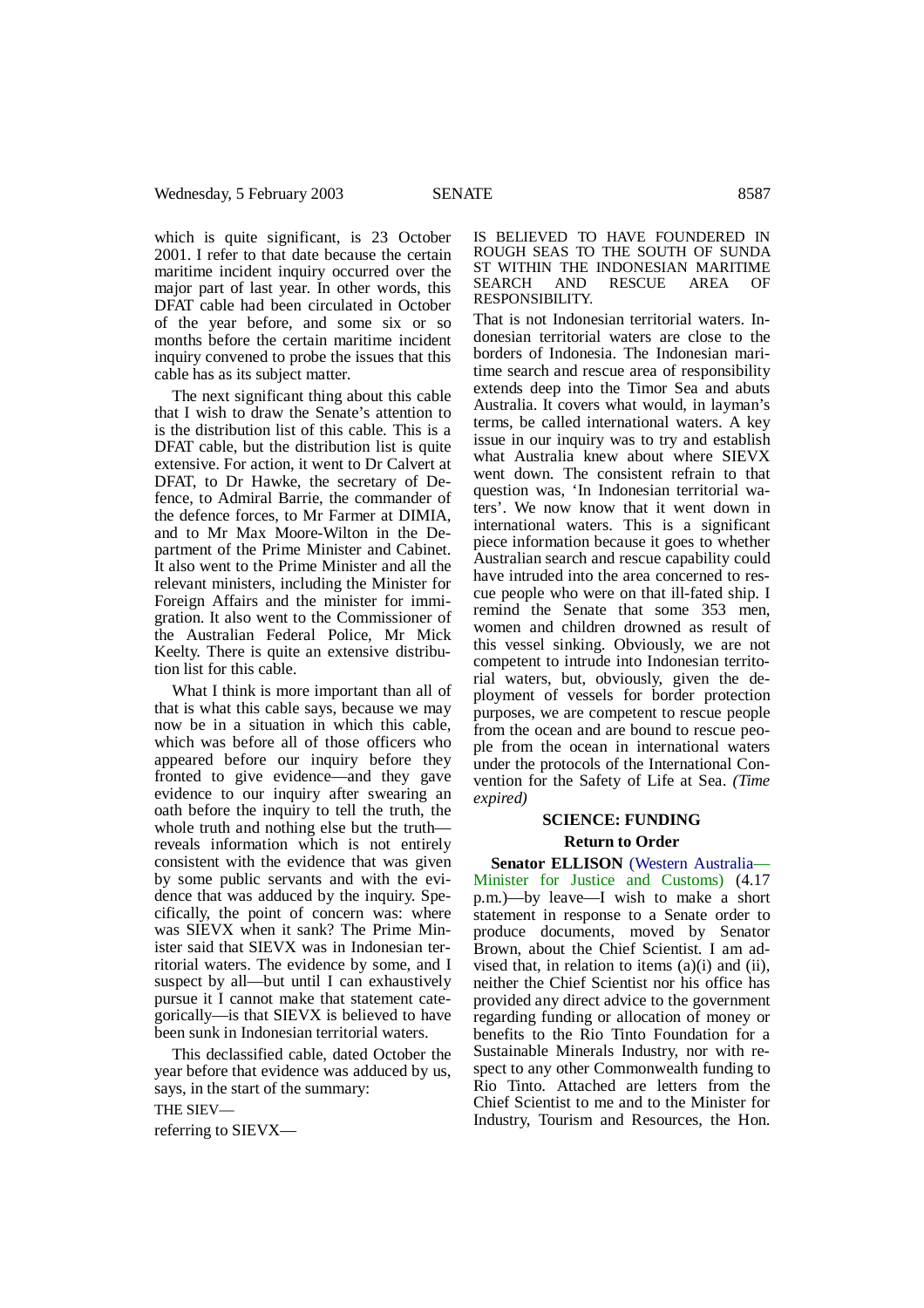which is quite significant, is 23 October 2001. I refer to that date because the certain maritime incident inquiry occurred over the major part of last year. In other words, this DFAT cable had been circulated in October of the year before, and some six or so months before the certain maritime incident inquiry convened to probe the issues that this cable has as its subject matter.

The next significant thing about this cable that I wish to draw the Senate's attention to is the distribution list of this cable. This is a DFAT cable, but the distribution list is quite extensive. For action, it went to Dr Calvert at DFAT, to Dr Hawke, the secretary of Defence, to Admiral Barrie, the commander of the defence forces, to Mr Farmer at DIMIA, and to Mr Max Moore-Wilton in the Department of the Prime Minister and Cabinet. It also went to the Prime Minister and all the relevant ministers, including the Minister for Foreign Affairs and the minister for immigration. It also went to the Commissioner of the Australian Federal Police, Mr Mick Keelty. There is quite an extensive distribution list for this cable.

What I think is more important than all of that is what this cable says, because we may now be in a situation in which this cable, which was before all of those officers who appeared before our inquiry before they fronted to give evidence—and they gave evidence to our inquiry after swearing an oath before the inquiry to tell the truth, the whole truth and nothing else but the truth—reveals information which is not entirely consistent with the evidence that was given by some public servants and with the evidence that was adduced by the inquiry. Specifically, the point of concern was: where was SIEVX when it sank? The Prime Minister said that SIEVX was in Indonesian territorial waters. The evidence by some, and I suspect by all—but until I can exhaustively pursue it I cannot make that statement categorically—is that SIEVX is believed to have been sunk in Indonesian territorial waters.

This declassified cable, dated October the year before that evidence was adduced by us, says, in the start of the summary:

THE SIEV—

referring to SIEVX—

IS BELIEVED TO HAVE FOUNDERED IN ROUGH SEAS TO THE SOUTH OF SUNDA ST WITHIN THE INDONESIAN MARITIME SEARCH AND RESCUE AREA OF RESPONSIBILITY.

That is not Indonesian territorial waters. Indonesian territorial waters are close to the borders of Indonesia. The Indonesian maritime search and rescue area of responsibility extends deep into the Timor Sea and abuts Australia. It covers what would, in layman's terms, be called international waters. A key issue in our inquiry was to try and establish what Australia knew about where SIEVX went down. The consistent refrain to that question was, 'In Indonesian territorial waters'. We now know that it went down in international waters. This is a significant piece information because it goes to whether Australian search and rescue capability could have intruded into the area concerned to rescue people who were on that ill-fated ship. I remind the Senate that some 353 men, women and children drowned as result of this vessel sinking. Obviously, we are not competent to intrude into Indonesian territorial waters, but, obviously, given the deployment of vessels for border protection purposes, we are competent to rescue people from the ocean and are bound to rescue people from the ocean in international waters under the protocols of the International Convention for the Safety of Life at Sea. *(Time expired)*

## SCIENCE: FUNDING

### Return to Order

**Senator ELLISON** (Western Australia—Minister for Justice and Customs) (4.17 p.m.)—by leave—I wish to make a short statement in response to a Senate order to produce documents, moved by Senator Brown, about the Chief Scientist. I am advised that, in relation to items (a)(i) and (ii), neither the Chief Scientist nor his office has provided any direct advice to the government regarding funding or allocation of money or benefits to the Rio Tinto Foundation for a Sustainable Minerals Industry, nor with respect to any other Commonwealth funding to Rio Tinto. Attached are letters from the Chief Scientist to me and to the Minister for Industry, Tourism and Resources, the Hon.